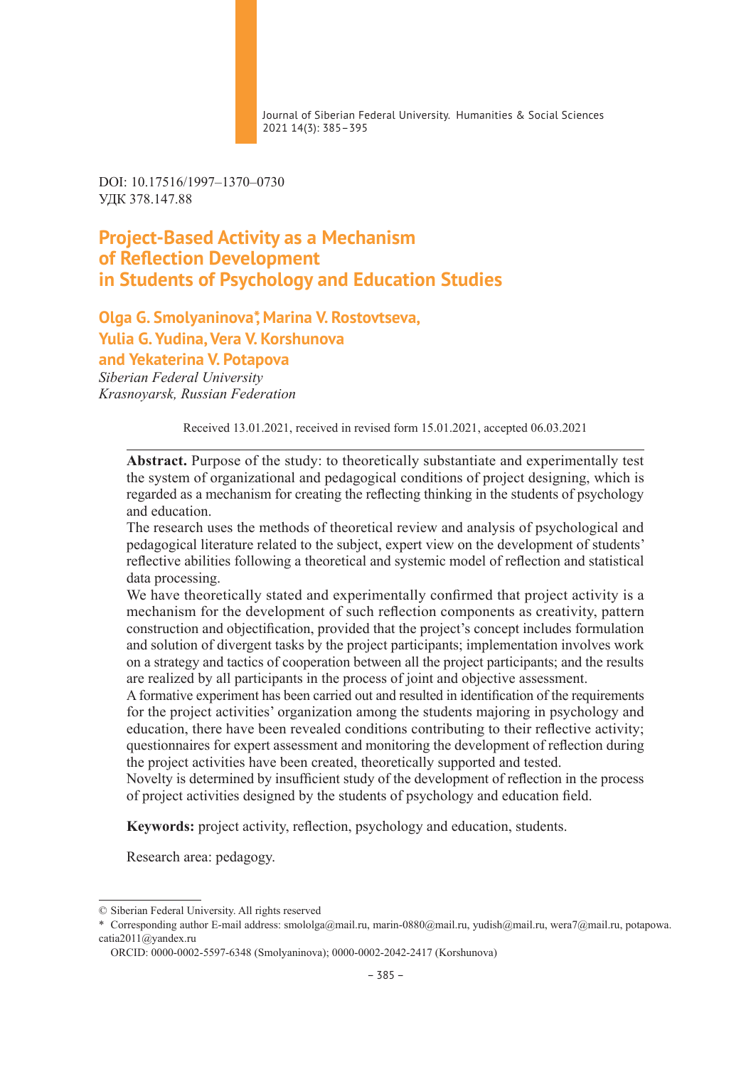DOI: 10.17516/1997–1370–0730
УДК 378.147.88

# Project-Based Activity as a Mechanism of Reflection Development in Students of Psychology and Education Studies

**Olga G. Smolyaninova*, Marina V. Rostovtseva, Yulia G. Yudina, Vera V. Korshunova and Yekaterina V. Potapova**

*Siberian Federal University*
*Krasnoyarsk, Russian Federation*

Received 13.01.2021, received in revised form 15.01.2021, accepted 06.03.2021

**Abstract.** Purpose of the study: to theoretically substantiate and experimentally test the system of organizational and pedagogical conditions of project designing, which is regarded as a mechanism for creating the reflecting thinking in the students of psychology and education.

The research uses the methods of theoretical review and analysis of psychological and pedagogical literature related to the subject, expert view on the development of students' reflective abilities following a theoretical and systemic model of reflection and statistical data processing.

We have theoretically stated and experimentally confirmed that project activity is a mechanism for the development of such reflection components as creativity, pattern construction and objectification, provided that the project's concept includes formulation and solution of divergent tasks by the project participants; implementation involves work on a strategy and tactics of cooperation between all the project participants; and the results are realized by all participants in the process of joint and objective assessment.

A formative experiment has been carried out and resulted in identification of the requirements for the project activities' organization among the students majoring in psychology and education, there have been revealed conditions contributing to their reflective activity; questionnaires for expert assessment and monitoring the development of reflection during the project activities have been created, theoretically supported and tested.

Novelty is determined by insufficient study of the development of reflection in the process of project activities designed by the students of psychology and education field.

**Keywords:** project activity, reflection, psychology and education, students.

Research area: pedagogy.

---

© Siberian Federal University. All rights reserved

* Corresponding author E-mail address: smololga@mail.ru, marin-0880@mail.ru, yudish@mail.ru, wera7@mail.ru, potapowa.catia2011@yandex.ru

ORCID: 0000-0002-5597-6348 (Smolyaninova); 0000-0002-2042-2417 (Korshunova)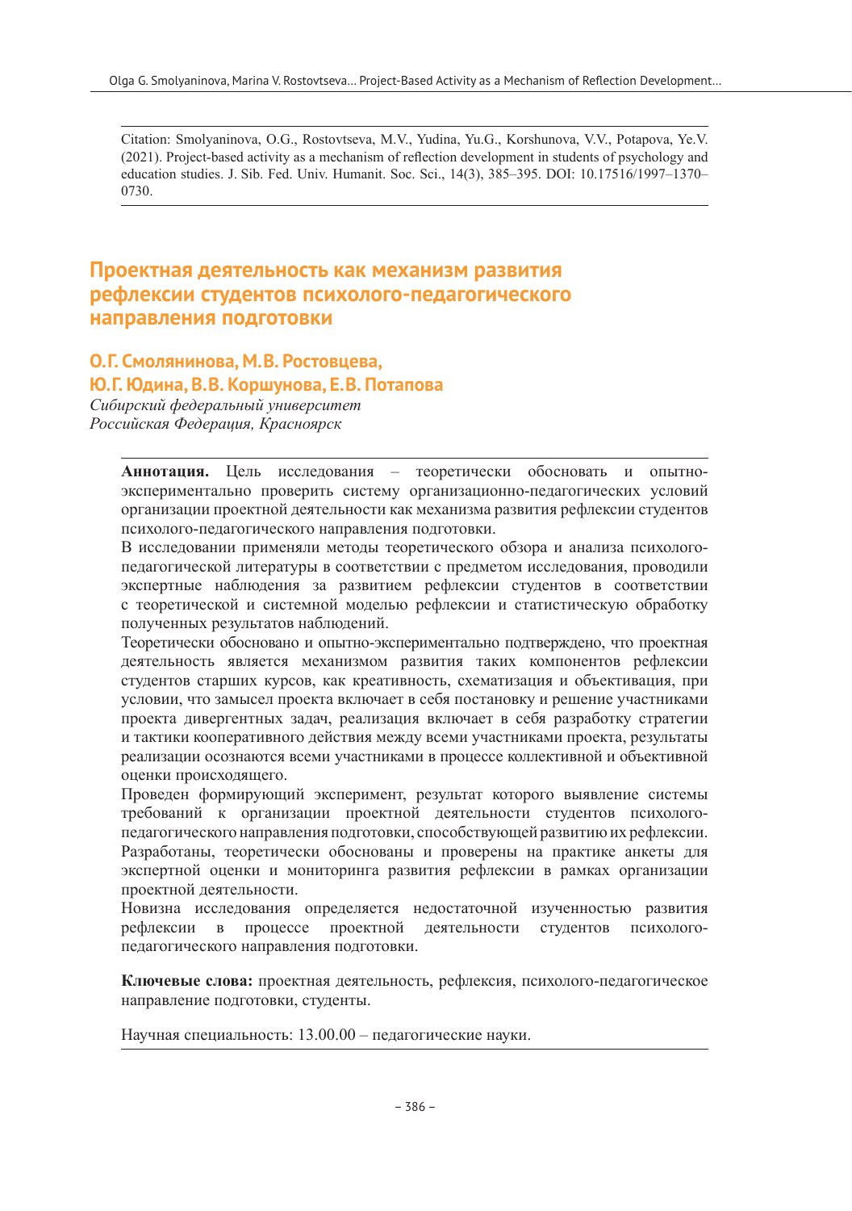Citation: Smolyaninova, O.G., Rostovtseva, M.V., Yudina, Yu.G., Korshunova, V.V., Potapova, Ye.V. (2021). Project-based activity as a mechanism of reflection development in students of psychology and education studies. J. Sib. Fed. Univ. Humanit. Soc. Sci., 14(3), 385–395. DOI: 10.17516/1997–1370–0730.

# Проектная деятельность как механизм развития рефлексии студентов психолого-педагогического направления подготовки

## О.Г. Смолянинова, М.В. Ростовцева, Ю.Г. Юдина, В.В. Коршунова, Е.В. Потапова

*Сибирский федеральный университет*
*Российская Федерация, Красноярск*

**Аннотация.** Цель исследования – теоретически обосновать и опытно-экспериментально проверить систему организационно-педагогических условий организации проектной деятельности как механизма развития рефлексии студентов психолого-педагогического направления подготовки.

В исследовании применяли методы теоретического обзора и анализа психолого-педагогической литературы в соответствии с предметом исследования, проводили экспертные наблюдения за развитием рефлексии студентов в соответствии с теоретической и системной моделью рефлексии и статистическую обработку полученных результатов наблюдений.

Теоретически обосновано и опытно-экспериментально подтверждено, что проектная деятельность является механизмом развития рефлексии студентов старших курсов, как креативность, схематизация и объективация, при условии, что замысел проекта включает в себя постановку и решение участниками проекта дивергентных задач, реализация включает в себя разработку стратегии и тактики кооперативного действия между всеми участниками проекта, результаты реализации осознаются всеми участниками в процессе коллективной и объективной оценки происходящего.

Проведен формирующий эксперимент, результат которого выявление системы требований к организации проектной деятельности студентов психолого-педагогического направления подготовки, способствующей развитию их рефлексии. Разработаны, теоретически обоснованы и проверены на практике анкеты для экспертной оценки и мониторинга развития рефлексии в рамках организации проектной деятельности.

Новизна исследования определяется недостаточной изученностью развития рефлексии в процессе проектной деятельности студентов психолого-педагогического направления подготовки.

**Ключевые слова:** проектная деятельность, рефлексия, психолого-педагогическое направление подготовки, студенты.

Научная специальность: 13.00.00 – педагогические науки.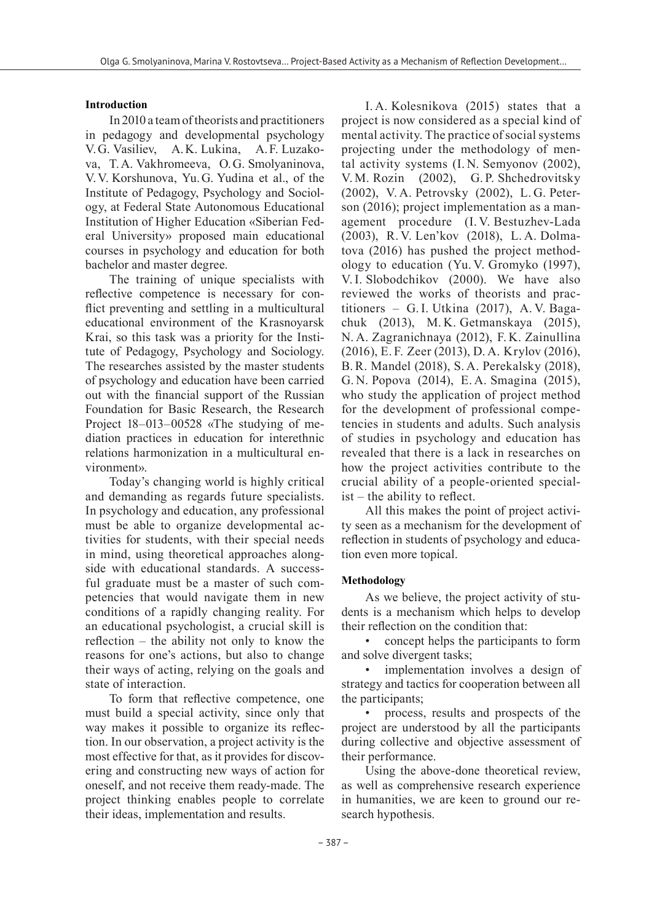## Introduction

In 2010 a team of theorists and practitioners in pedagogy and developmental psychology V. G. Vasiliev, A. K. Lukina, A. F. Luzakova, T. A. Vakhromeeva, O. G. Smolyaninova, V. V. Korshunova, Yu. G. Yudina et al., of the Institute of Pedagogy, Psychology and Sociology, at Federal State Autonomous Educational Institution of Higher Education «Siberian Federal University» proposed main educational courses in psychology and education for both bachelor and master degree.

The training of unique specialists with reflective competence is necessary for conflict preventing and settling in a multicultural educational environment of the Krasnoyarsk Krai, so this task was a priority for the Institute of Pedagogy, Psychology and Sociology. The researches assisted by the master students of psychology and education have been carried out with the financial support of the Russian Foundation for Basic Research, the Research Project 18–013–00528 «The studying of mediation practices in education for interethnic relations harmonization in a multicultural environment».

Today's changing world is highly critical and demanding as regards future specialists. In psychology and education, any professional must be able to organize developmental activities for students, with their special needs in mind, using theoretical approaches alongside with educational standards. A successful graduate must be a master of such competencies that would navigate them in new conditions of a rapidly changing reality. For an educational psychologist, a crucial skill is reflection – the ability not only to know the reasons for one's actions, but also to change their ways of acting, relying on the goals and state of interaction.

To form that reflective competence, one must build a special activity, since only that way makes it possible to organize its reflection. In our observation, a project activity is the most effective for that, as it provides for discovering and constructing new ways of action for oneself, and not receive them ready-made. The project thinking enables people to correlate their ideas, implementation and results.

I. A. Kolesnikova (2015) states that a project is now considered as a special kind of mental activity. The practice of social systems projecting under the methodology of mental activity systems (I. N. Semyonov (2002), V. M. Rozin (2002), G. P. Shchedrovitsky (2002), V. A. Petrovsky (2002), L. G. Peterson (2016); project implementation as a management procedure (I. V. Bestuzhev-Lada (2003), R. V. Len'kov (2018), L. A. Dolmatova (2016) has pushed the project methodology to education (Yu. V. Gromyko (1997), V. I. Slobodchikov (2000). We have also reviewed the works of theorists and practitioners – G. I. Utkina (2017), A. V. Bagachuk (2013), M. K. Getmanskaya (2015), N. A. Zagranichnaya (2012), F. K. Zainullina (2016), E. F. Zeer (2013), D. A. Krylov (2016), B. R. Mandel (2018), S. A. Perekalsky (2018), G. N. Popova (2014), E. A. Smagina (2015), who study the application of project method for the development of professional competencies in students and adults. Such analysis of studies in psychology and education has revealed that there is a lack in researches on how the project activities contribute to the crucial ability of a people-oriented specialist – the ability to reflect.

All this makes the point of project activity seen as a mechanism for the development of reflection in students of psychology and education even more topical.

## Methodology

As we believe, the project activity of students is a mechanism which helps to develop their reflection on the condition that:

- concept helps the participants to form and solve divergent tasks;
- implementation involves a design of strategy and tactics for cooperation between all the participants;
- process, results and prospects of the project are understood by all the participants during collective and objective assessment of their performance.

Using the above-done theoretical review, as well as comprehensive research experience in humanities, we are keen to ground our research hypothesis.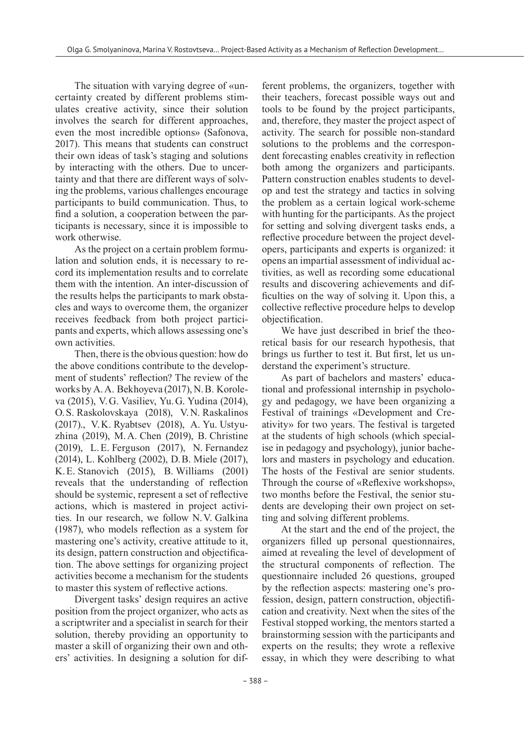The situation with varying degree of «uncertainty created by different problems stimulates creative activity, since their solution involves the search for different approaches, even the most incredible options» (Safonova, 2017). This means that students can construct their own ideas of task's staging and solutions by interacting with the others. Due to uncertainty and that there are different ways of solving the problems, various challenges encourage participants to build communication. Thus, to find a solution, a cooperation between the participants is necessary, since it is impossible to work otherwise.

As the project on a certain problem formulation and solution ends, it is necessary to record its implementation results and to correlate them with the intention. An inter-discussion of the results helps the participants to mark obstacles and ways to overcome them, the organizer receives feedback from both project participants and experts, which allows assessing one's own activities.

Then, there is the obvious question: how do the above conditions contribute to the development of students' reflection? The review of the works by A.A. Bekhoyeva (2017), N.B. Koroleva (2015), V.G. Vasiliev, Yu.G. Yudina (2014), O.S. Raskolovskaya (2018), V.N. Raskalinos (2017)., V.K. Ryabtsev (2018), A. Yu. Ustyuzhina (2019), M.A. Chen (2019), B. Christine (2019), L.E. Ferguson (2017), N. Fernandez (2014), L. Kohlberg (2002), D.B. Miele (2017), K.E. Stanovich (2015), B. Williams (2001) reveals that the understanding of reflection should be systemic, represent a set of reflective actions, which is mastered in project activities. In our research, we follow N.V. Galkina (1987), who models reflection as a system for mastering one's activity, creative attitude to it, its design, pattern construction and objectification. The above settings for organizing project activities become a mechanism for the students to master this system of reflective actions.

Divergent tasks' design requires an active position from the project organizer, who acts as a scriptwriter and a specialist in search for their solution, thereby providing an opportunity to master a skill of organizing their own and others' activities. In designing a solution for different problems, the organizers, together with their teachers, forecast possible ways out and tools to be found by the project participants, and, therefore, they master the project aspect of activity. The search for possible non-standard solutions to the problems and the corresponding forecasting enables creativity in reflection both among the organizers and participants. Pattern construction enables students to develop and test the strategy and tactics in solving the problem as a certain logical work-scheme with hunting for the participants. As the project for setting and solving divergent tasks ends, a reflective procedure between the project developers, participants and experts is organized: it opens an impartial assessment of individual activities, as well as recording some educational results and discovering achievements and difficulties on the way of solving it. Upon this, a collective reflective procedure helps to develop objectification.

We have just described in brief the theoretical basis for our research hypothesis, that brings us further to test it. But first, let us understand the experiment's structure.

As part of bachelors and masters' educational and professional internship in psychology and pedagogy, we have been organizing a Festival of trainings «Development and Creativity» for two years. The festival is targeted at the students of high schools (which specialise in pedagogy and psychology), junior bachelors and masters in psychology and education. The hosts of the Festival are senior students. Through the course of «Reflexive workshops», two months before the Festival, the senior students are developing their own project on setting and solving different problems.

At the start and the end of the project, the organizers filled up personal questionnaires, aimed at revealing the level of development of the structural components of reflection. The questionnaire included 26 questions, grouped by the reflection aspects: mastering one's profession, design, pattern construction, objectification and creativity. Next when the sites of the Festival stopped working, the mentors started a brainstorming session with the participants and experts on the results; they wrote a reflexive essay, in which they were describing to what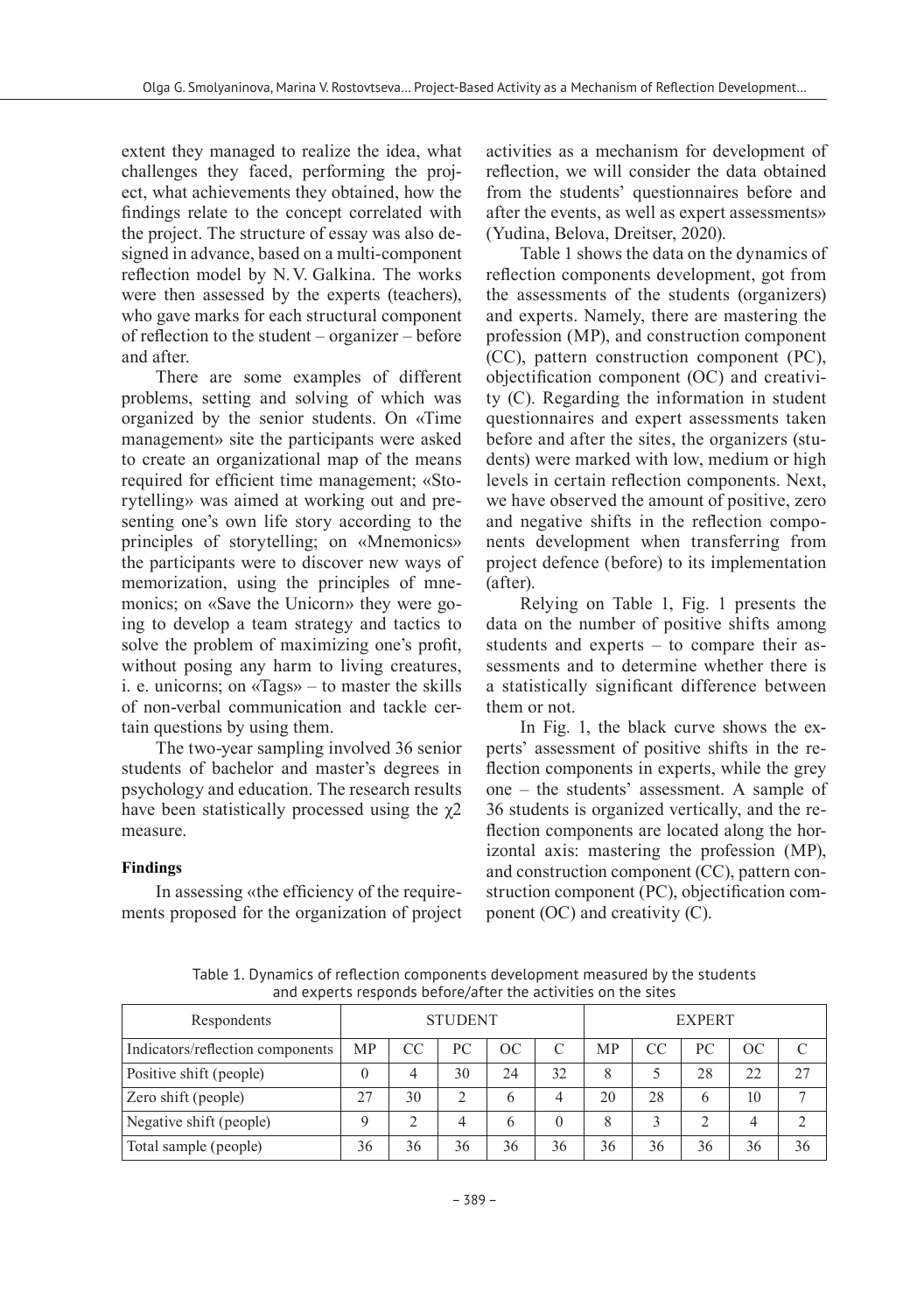extent they managed to realize the idea, what challenges they faced, performing the project, what achievements they obtained, how the findings relate to the concept correlated with the project. The structure of essay was also designed in advance, based on a multi-component reflection model by N.V. Galkina. The works were then assessed by the experts (teachers), who gave marks for each structural component of reflection to the student – organizer – before and after.

There are some examples of different problems, setting and solving of which was organized by the senior students. On «Time management» site the participants were asked to create an organizational map of the means required for efficient time management; «Storytelling» was aimed at working out and presenting one's own life story according to the principles of storytelling; on «Mnemonics» the participants were to discover new ways of memorization, using the principles of mnemonics; on «Save the Unicorn» they were going to develop a team strategy and tactics to solve the problem of maximizing one's profit, without posing any harm to living creatures, i. e. unicorns; on «Tags» – to master the skills of non-verbal communication and tackle certain questions by using them.

The two-year sampling involved 36 senior students of bachelor and master's degrees in psychology and education. The research results have been statistically processed using the $\chi 2$ measure.

**Findings**

In assessing «the efficiency of the requirements proposed for the organization of project activities as a mechanism for development of reflection, we will consider the data obtained from the students' questionnaires before and after the events, as well as expert assessments» (Yudina, Belova, Dreitser, 2020).

Table 1 shows the data on the dynamics of reflection components development, got from the assessments of the students (organizers) and experts. Namely, there are mastering the profession (MP), and construction component (CC), pattern construction component (PC), objectification component (OC) and creativity (C). Regarding the information in student questionnaires and expert assessments taken before and after the sites, the organizers (students) were marked with low, medium or high levels in certain reflection components. Next, we have observed the amount of positive, zero and negative shifts in the reflection components development when transferring from project defence (before) to its implementation (after).

Relying on Table 1, Fig. 1 presents the data on the number of positive shifts among students and experts – to compare their assessments and to determine whether there is a statistically significant difference between them or not.

In Fig. 1, the black curve shows the experts' assessment of positive shifts in the reflection components in experts, while the grey one – the students' assessment. A sample of 36 students is organized vertically, and the reflection components are located along the horizontal axis: mastering the profession (MP), and construction component (CC), pattern construction component (PC), objectification component (OC) and creativity (C).

Table 1. Dynamics of reflection components development measured by the students and experts responds before/after the activities on the sites

| Respondents | STUDENT | | | | | EXPERT | | | | |
|---|---|---|---|---|---|---|---|---|---|---|
| Indicators/reflection components | MP | CC | PC | OC | C | MP | CC | PC | OC | C |
| Positive shift (people) | 0 | 4 | 30 | 24 | 32 | 8 | 5 | 28 | 22 | 27 |
| Zero shift (people) | 27 | 30 | 2 | 6 | 4 | 20 | 28 | 6 | 10 | 7 |
| Negative shift (people) | 9 | 2 | 4 | 6 | 0 | 8 | 3 | 2 | 4 | 2 |
| Total sample (people) | 36 | 36 | 36 | 36 | 36 | 36 | 36 | 36 | 36 | 36 |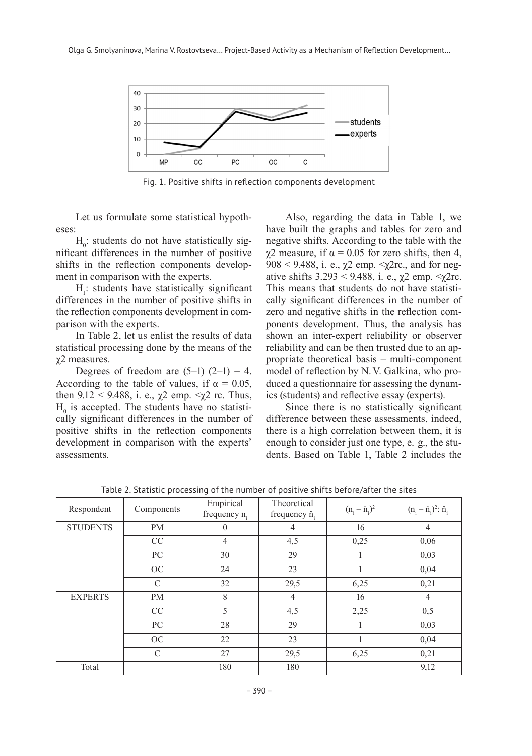Fig. 1. Positive shifts in reflection components development

Let us formulate some statistical hypotheses:

$H_0$: students do not have statistically significant differences in the number of positive shifts in the reflection components development in comparison with the experts.

$H_1$: students have statistically significant differences in the number of positive shifts in the reflection components development in comparison with the experts.

In Table 2, let us enlist the results of data statistical processing done by the means of the $\chi 2$ measures.

Degrees of freedom are $(5–1)$ $(2–1) = 4$. According to the table of values, if $\alpha = 0.05$, then $9.12 < 9.488$, i. e., $\chi 2$ emp. $<\chi 2$ rc. Thus, $H_0$ is accepted. The students have no statistically significant differences in the number of positive shifts in the reflection components development in comparison with the experts' assessments.

Also, regarding the data in Table 1, we have built the graphs and tables for zero and negative shifts. According to the table with the $\chi 2$ measure, if $\alpha = 0.05$ for zero shifts, then 4, $908 < 9.488$, i. e., $\chi 2$ emp. $<\chi 2$rc., and for negative shifts $3.293 < 9.488$, i. e., $\chi 2$ emp. $<\chi 2$rc. This means that students do not have statistically significant differences in the number of zero and negative shifts in the reflection components development. Thus, the analysis has shown an inter-expert reliability or observer reliability and can be then trusted due to an appropriate theoretical basis – multi-component model of reflection by N. V. Galkina, who produced a questionnaire for assessing the dynamics (students) and reflective essay (experts).

Since there is no statistically significant difference between these assessments, indeed, there is a high correlation between them, it is enough to consider just one type, e. g., the students. Based on Table 1, Table 2 includes the

Table 2. Statistic processing of the number of positive shifts before/after the sites

| Respondent | Components | Empirical frequency $n_i$ | Theoretical frequency $\check{n}_i$ | $(n_i – \check{n}_i)^2$ | $(n_i – \check{n}_i)^2$: $\check{n}_i$ |
|---|---|---|---|---|---|
| STUDENTS | PM | 0 | 4 | 16 | 4 |
| | CC | 4 | 4,5 | 0,25 | 0,06 |
| | PC | 30 | 29 | 1 | 0,03 |
| | OC | 24 | 23 | 1 | 0,04 |
| | C | 32 | 29,5 | 6,25 | 0,21 |
| EXPERTS | PM | 8 | 4 | 16 | 4 |
| | CC | 5 | 4,5 | 2,25 | 0,5 |
| | PC | 28 | 29 | 1 | 0,03 |
| | OC | 22 | 23 | 1 | 0,04 |
| | C | 27 | 29,5 | 6,25 | 0,21 |
| Total | | 180 | 180 | | 9,12 |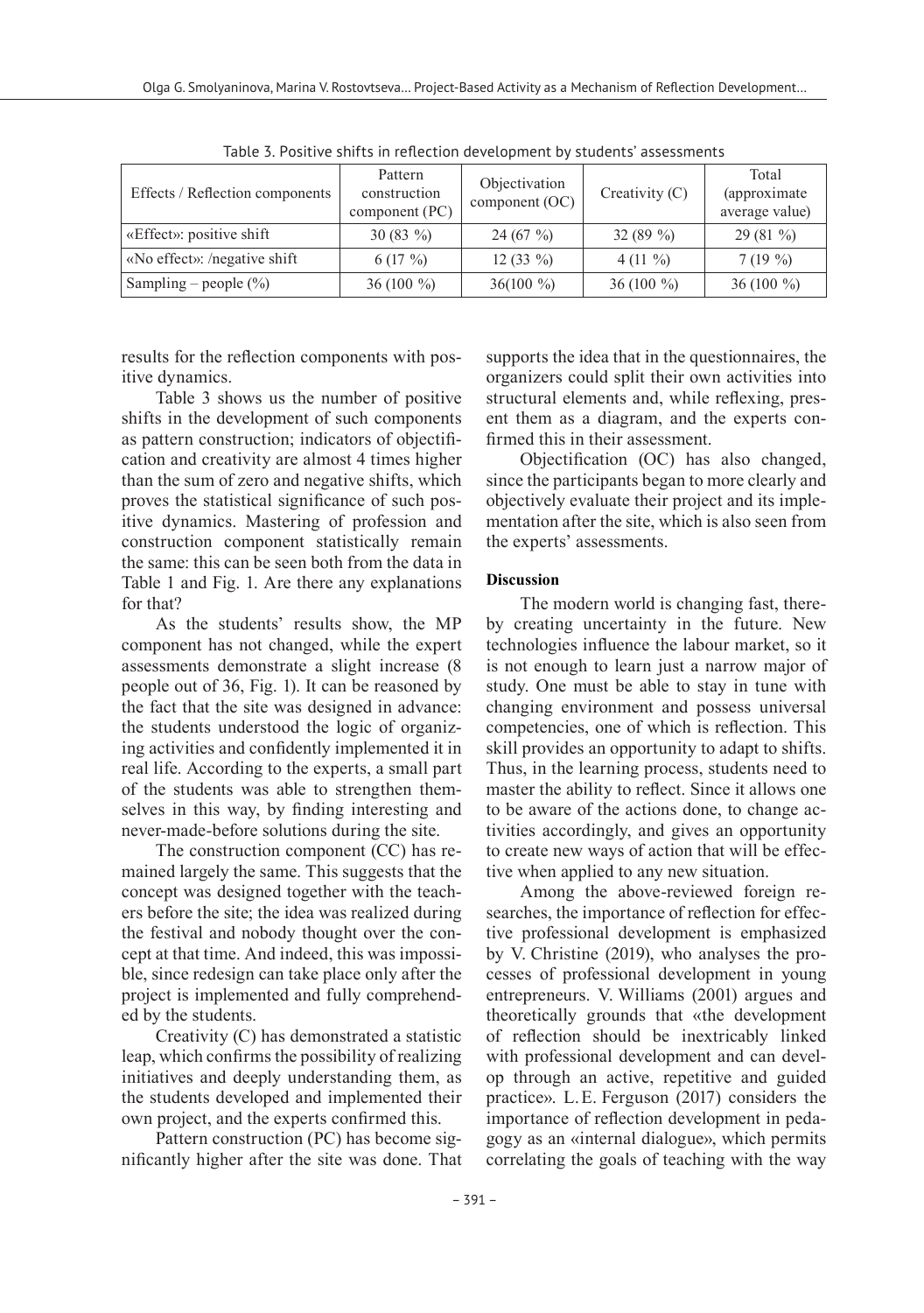Table 3. Positive shifts in reflection development by students' assessments

| Effects / Reflection components | Pattern construction component (PC) | Objectivation component (OC) | Creativity (C) | Total (approximate average value) |
|---|---|---|---|---|
| «Effect»: positive shift | 30 (83 %) | 24 (67 %) | 32 (89 %) | 29 (81 %) |
| «No effect»: /negative shift | 6 (17 %) | 12 (33 %) | 4 (11 %) | 7 (19 %) |
| Sampling – people (%) | 36 (100 %) | 36(100 %) | 36 (100 %) | 36 (100 %) |

results for the reflection components with positive dynamics.

Table 3 shows us the number of positive shifts in the development of such components as pattern construction; indicators of objectification and creativity are almost 4 times higher than the sum of zero and negative shifts, which proves the statistical significance of such positive dynamics. Mastering of profession and construction component statistically remain the same: this can be seen both from the data in Table 1 and Fig. 1. Are there any explanations for that?

As the students' results show, the MP component has not changed, while the expert assessments demonstrate a slight increase (8 people out of 36, Fig. 1). It can be reasoned by the fact that the site was designed in advance: the students understood the logic of organizing activities and confidently implemented it in real life. According to the experts, a small part of the students was able to strengthen themselves in this way, by finding interesting and never-made-before solutions during the site.

The construction component (CC) has remained largely the same. This suggests that the concept was designed together with the teachers before the site; the idea was realized during the festival and nobody thought over the concept at that time. And indeed, this was impossible, since redesign can take place only after the project is implemented and fully comprehended by the students.

Creativity (C) has demonstrated a statistic leap, which confirms the possibility of realizing initiatives and deeply understanding them, as the students developed and implemented their own project, and the experts confirmed this.

Pattern construction (PC) has become significantly higher after the site was done. That supports the idea that in the questionnaires, the organizers could split their own activities into structural elements and, while reflexing, present them as a diagram, and the experts confirmed this in their assessment.

Objectification (OC) has also changed, since the participants began to more clearly and objectively evaluate their project and its implementation after the site, which is also seen from the experts' assessments.

**Discussion**

The modern world is changing fast, thereby creating uncertainty in the future. New technologies influence the labour market, so it is not enough to learn just a narrow major of study. One must be able to stay in tune with changing environment and possess universal competencies, one of which is reflection. This skill provides an opportunity to adapt to shifts. Thus, in the learning process, students need to master the ability to reflect. Since it allows one to be aware of the actions done, to change activities accordingly, and gives an opportunity to create new ways of action that will be effective when applied to any new situation.

Among the above-reviewed foreign researches, the importance of reflection for effective professional development is emphasized by V. Christine (2019), who analyses the processes of professional development in young entrepreneurs. V. Williams (2001) argues and theoretically grounds that «the development of reflection should be inextricably linked with professional development and can develop through an active, repetitive and guided practice». L.E. Ferguson (2017) considers the importance of reflection development in pedagogy as an «internal dialogue», which permits correlating the goals of teaching with the way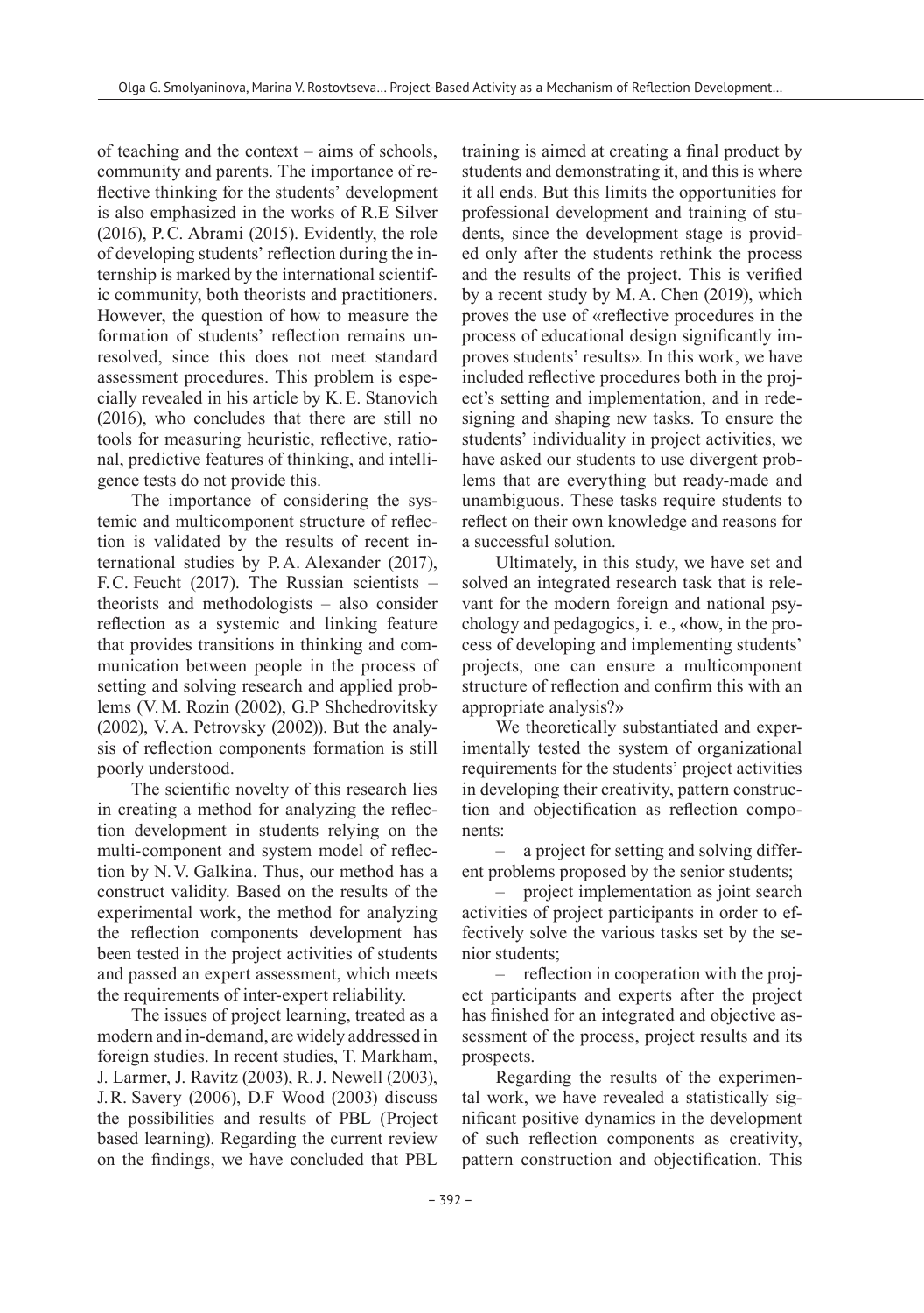of teaching and the context – aims of schools, community and parents. The importance of reflective thinking for the students' development is also emphasized in the works of R.E Silver (2016), P.C. Abrami (2015). Evidently, the role of developing students' reflection during the internship is marked by the international scientific community, both theorists and practitioners. However, the question of how to measure the formation of students' reflection remains unresolved, since this does not meet standard assessment procedures. This problem is especially revealed in his article by K.E. Stanovich (2016), who concludes that there are still no tools for measuring heuristic, reflective, rational, predictive features of thinking, and intelligence tests do not provide this.

The importance of considering the systemic and multicomponent structure of reflection is validated by the results of recent international studies by P.A. Alexander (2017), F.C. Feucht (2017). The Russian scientists – theorists and methodologists – also consider reflection as a systemic and linking feature that provides transitions in thinking and communication between people in the process of setting and solving research and applied problems (V.M. Rozin (2002), G.P Shchedrovitsky (2002), V.A. Petrovsky (2002)). But the analysis of reflection components formation is still poorly understood.

The scientific novelty of this research lies in creating a method for analyzing the reflection development in students relying on the multi-component and system model of reflection by N.V. Galkina. Thus, our method has a construct validity. Based on the results of the experimental work, the method for analyzing the reflection components development has been tested in the project activities of students and passed an expert assessment, which meets the requirements of inter-expert reliability.

The issues of project learning, treated as a modern and in-demand, are widely addressed in foreign studies. In recent studies, T. Markham, J. Larmer, J. Ravitz (2003), R.J. Newell (2003), J.R. Savery (2006), D.F Wood (2003) discuss the possibilities and results of PBL (Project based learning). Regarding the current review on the findings, we have concluded that PBL training is aimed at creating a final product by students and demonstrating it, and this is where it all ends. But this limits the opportunities for professional development and training of students, since the development stage is provided only after the students rethink the process and the results of the project. This is verified by a recent study by M.A. Chen (2019), which proves the use of «reflective procedures in the process of educational design significantly improves students' results». In this work, we have included reflective procedures both in the project's setting and implementation, and in redesigning and shaping new tasks. To ensure the students' individuality in project activities, we have asked our students to use divergent problems that are everything but ready-made and unambiguous. These tasks require students to reflect on their own knowledge and reasons for a successful solution.

Ultimately, in this study, we have set and solved an integrated research task that is relevant for the modern foreign and national psychology and pedagogics, i. e., «how, in the process of developing and implementing students' projects, one can ensure a multicomponent structure of reflection and confirm this with an appropriate analysis?»

We theoretically substantiated and experimentally tested the system of organizational requirements for the students' project activities in developing their creativity, pattern construction and objectification as reflection components:

– a project for setting and solving different problems proposed by the senior students;

– project implementation as joint search activities of project participants in order to effectively solve the various tasks set by the senior students;

– reflection in cooperation with the project participants and experts after the project has finished for an integrated and objective assessment of the process, project results and its prospects.

Regarding the results of the experimental work, we have revealed a statistically significant positive dynamics in the development of such reflection components as creativity, pattern construction and objectification. This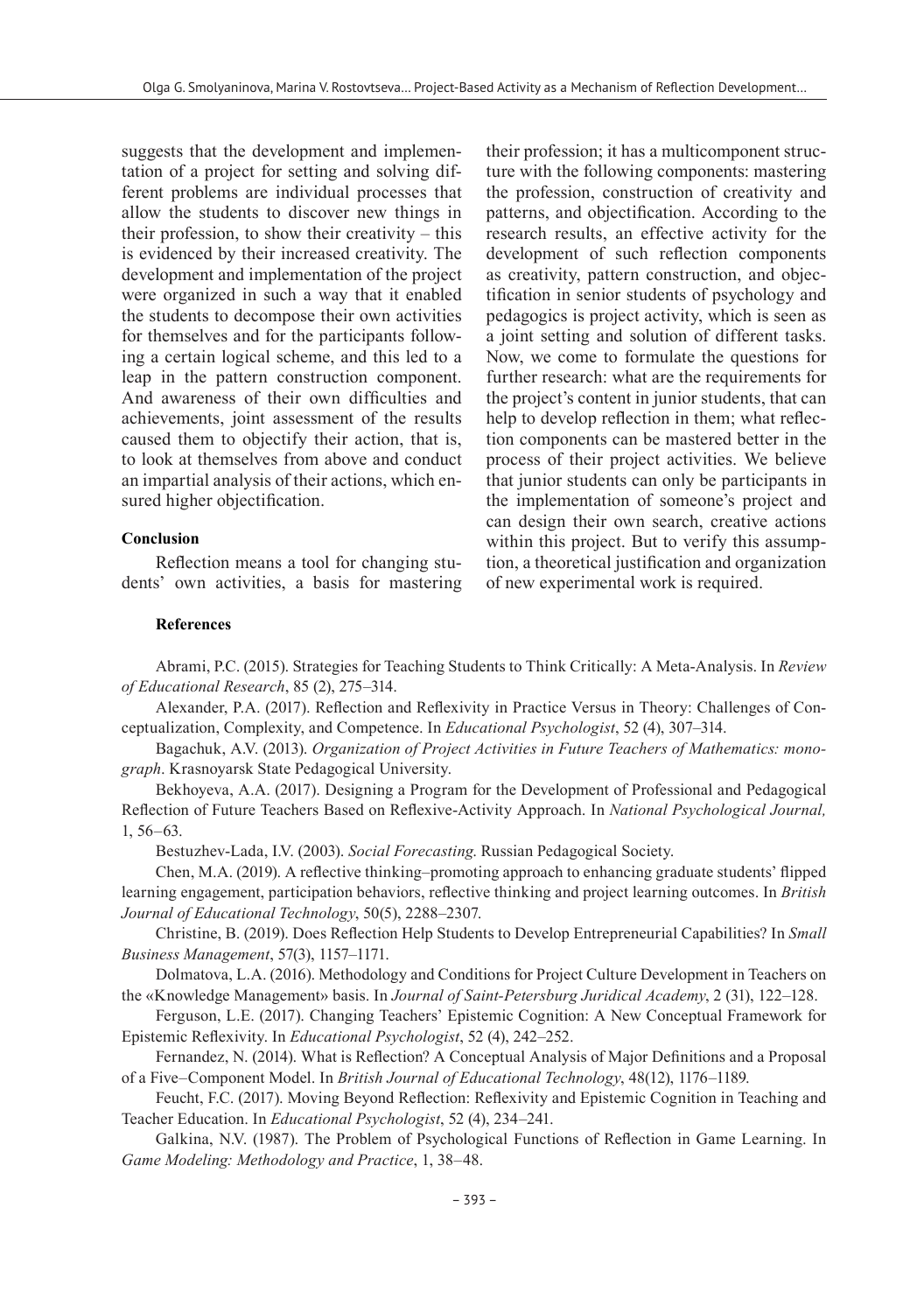suggests that the development and implementation of a project for setting and solving different problems are individual processes that allow the students to discover new things in their profession, to show their creativity – this is evidenced by their increased creativity. The development and implementation of the project were organized in such a way that it enabled the students to decompose their own activities for themselves and for the participants following a certain logical scheme, and this led to a leap in the pattern construction component. And awareness of their own difficulties and achievements, joint assessment of the results caused them to objectify their action, that is, to look at themselves from above and conduct an impartial analysis of their actions, which ensured higher objectification.

## Conclusion

Reflection means a tool for changing students' own activities, a basis for mastering their profession; it has a multicomponent structure with the following components: mastering the profession, construction of creativity and patterns, and objectification. According to the research results, an effective activity for the development of such reflection components as creativity, pattern construction, and objectification in senior students of psychology and pedagogics is project activity, which is seen as a joint setting and solution of different tasks. Now, we come to formulate the questions for further research: what are the requirements for the project's content in junior students, that can help to develop reflection in them; what reflection components can be mastered better in the process of their project activities. We believe that junior students can only be participants in the implementation of someone's project and can design their own search, creative actions within this project. But to verify this assumption, a theoretical justification and organization of new experimental work is required.

## References

Abrami, P.C. (2015). Strategies for Teaching Students to Think Critically: A Meta-Analysis. In *Review of Educational Research*, 85 (2), 275–314.

Alexander, P.A. (2017). Reflection and Reflexivity in Practice Versus in Theory: Challenges of Conceptualization, Complexity, and Competence. In *Educational Psychologist*, 52 (4), 307–314.

Bagachuk, A.V. (2013). *Organization of Project Activities in Future Teachers of Mathematics: monograph*. Krasnoyarsk State Pedagogical University.

Bekhoyeva, A.A. (2017). Designing a Program for the Development of Professional and Pedagogical Reflection of Future Teachers Based on Reflexive-Activity Approach. In *National Psychological Journal,* 1, 56–63.

Bestuzhev-Lada, I.V. (2003). *Social Forecasting*. Russian Pedagogical Society.

Chen, M.A. (2019). A reflective thinking–promoting approach to enhancing graduate students' flipped learning engagement, participation behaviors, reflective thinking and project learning outcomes. In *British Journal of Educational Technology*, 50(5), 2288–2307.

Christine, B. (2019). Does Reflection Help Students to Develop Entrepreneurial Capabilities? In *Small Business Management*, 57(3), 1157–1171.

Dolmatova, L.A. (2016). Methodology and Conditions for Project Culture Development in Teachers on the «Knowledge Management» basis. In *Journal of Saint-Petersburg Juridical Academy*, 2 (31), 122–128.

Ferguson, L.E. (2017). Changing Teachers' Epistemic Cognition: A New Conceptual Framework for Epistemic Reflexivity. In *Educational Psychologist*, 52 (4), 242–252.

Fernandez, N. (2014). What is Reflection? A Conceptual Analysis of Major Definitions and a Proposal of a Five–Component Model. In *British Journal of Educational Technology*, 48(12), 1176–1189.

Feucht, F.C. (2017). Moving Beyond Reflection: Reflexivity and Epistemic Cognition in Teaching and Teacher Education. In *Educational Psychologist*, 52 (4), 234–241.

Galkina, N.V. (1987). The Problem of Psychological Functions of Reflection in Game Learning. In *Game Modeling: Methodology and Practice*, 1, 38–48.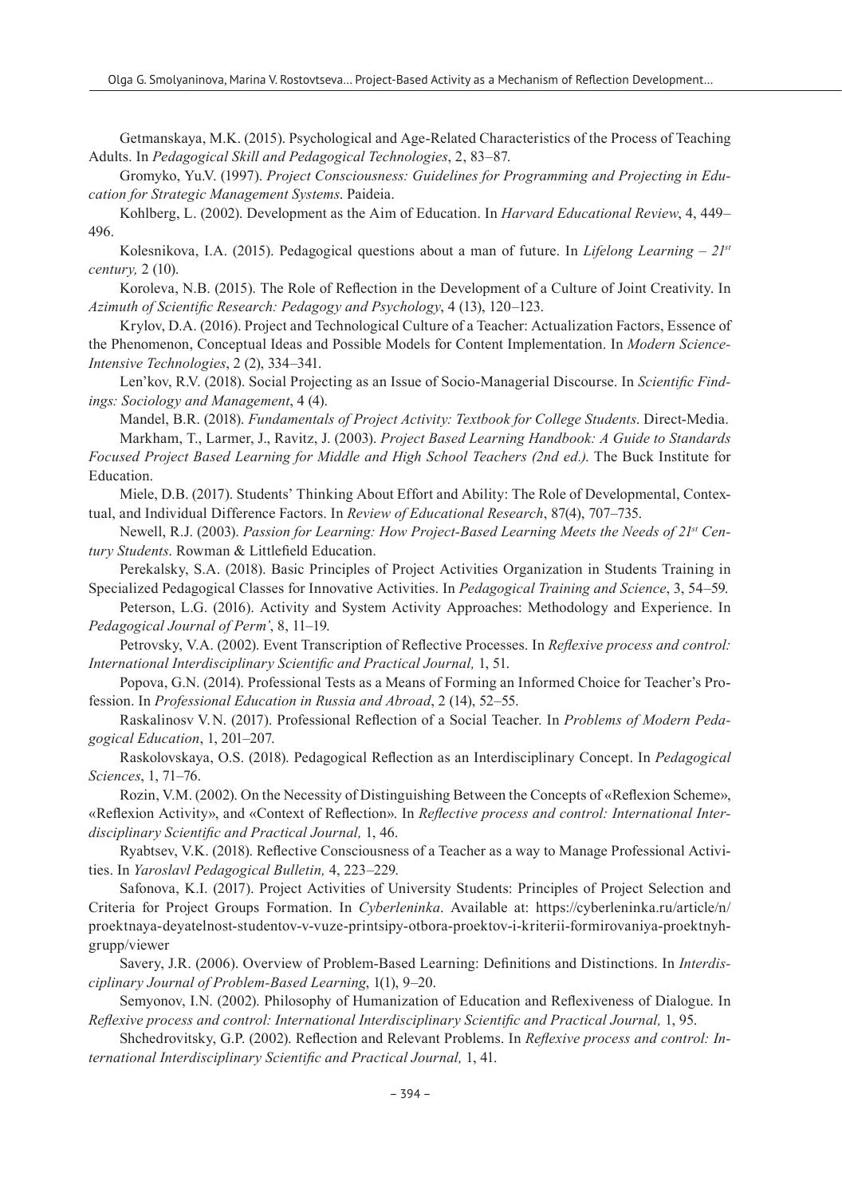Getmanskaya, M.K. (2015). Psychological and Age-Related Characteristics of the Process of Teaching Adults. In *Pedagogical Skill and Pedagogical Technologies*, 2, 83–87.

Gromyko, Yu.V. (1997). *Project Consciousness: Guidelines for Programming and Projecting in Education for Strategic Management Systems*. Paideia.

Kohlberg, L. (2002). Development as the Aim of Education. In *Harvard Educational Review*, 4, 449–496.

Kolesnikova, I.A. (2015). Pedagogical questions about a man of future. In *Lifelong Learning – 21st century,* 2 (10).

Koroleva, N.B. (2015). The Role of Reflection in the Development of a Culture of Joint Creativity. In *Azimuth of Scientific Research: Pedagogy and Psychology*, 4 (13), 120–123.

Krylov, D.A. (2016). Project and Technological Culture of a Teacher: Actualization Factors, Essence of the Phenomenon, Conceptual Ideas and Possible Models for Content Implementation. In *Modern Science-Intensive Technologies*, 2 (2), 334–341.

Len'kov, R.V. (2018). Social Projecting as an Issue of Socio-Managerial Discourse. In *Scientific Findings: Sociology and Management*, 4 (4).

Mandel, B.R. (2018). *Fundamentals of Project Activity: Textbook for College Students*. Direct-Media.

Markham, T., Larmer, J., Ravitz, J. (2003). *Project Based Learning Handbook: A Guide to Standards Focused Project Based Learning for Middle and High School Teachers (2nd ed.)*. The Buck Institute for Education.

Miele, D.B. (2017). Students' Thinking About Effort and Ability: The Role of Developmental, Contextual, and Individual Difference Factors. In *Review of Educational Research*, 87(4), 707–735.

Newell, R.J. (2003). *Passion for Learning: How Project-Based Learning Meets the Needs of 21st Century Students*. Rowman & Littlefield Education.

Perekalsky, S.A. (2018). Basic Principles of Project Activities Organization in Students Training in Specialized Pedagogical Classes for Innovative Activities. In *Pedagogical Training and Science*, 3, 54–59.

Peterson, L.G. (2016). Activity and System Activity Approaches: Methodology and Experience. In *Pedagogical Journal of Perm'*, 8, 11–19.

Petrovsky, V.A. (2002). Event Transcription of Reflective Processes. In *Reflexive process and control: International Interdisciplinary Scientific and Practical Journal,* 1, 51.

Popova, G.N. (2014). Professional Tests as a Means of Forming an Informed Choice for Teacher's Profession. In *Professional Education in Russia and Abroad*, 2 (14), 52–55.

Raskalinosv V.N. (2017). Professional Reflection of a Social Teacher. In *Problems of Modern Pedagogical Education*, 1, 201–207.

Raskolovskaya, O.S. (2018). Pedagogical Reflection as an Interdisciplinary Concept. In *Pedagogical Sciences*, 1, 71–76.

Rozin, V.M. (2002). On the Necessity of Distinguishing Between the Concepts of «Reflexion Scheme», «Reflexion Activity», and «Context of Reflection». In *Reflective process and control: International Interdisciplinary Scientific and Practical Journal,* 1, 46.

Ryabtsev, V.K. (2018). Reflective Consciousness of a Teacher as a way to Manage Professional Activities. In *Yaroslavl Pedagogical Bulletin,* 4, 223–229.

Safonova, K.I. (2017). Project Activities of University Students: Principles of Project Selection and Criteria for Project Groups Formation. In *Cyberleninka*. Available at: https://cyberleninka.ru/article/n/proektnaya-deyatelnost-studentov-v-vuze-printsipy-otbora-proektov-i-kriterii-formirovaniya-proektnyh-grupp/viewer

Savery, J.R. (2006). Overview of Problem-Based Learning: Definitions and Distinctions. In *Interdisciplinary Journal of Problem-Based Learning*, 1(1), 9–20.

Semyonov, I.N. (2002). Philosophy of Humanization of Education and Reflexiveness of Dialogue. In *Reflexive process and control: International Interdisciplinary Scientific and Practical Journal,* 1, 95.

Shchedrovitsky, G.P. (2002). Reflection and Relevant Problems. In *Reflexive process and control: International Interdisciplinary Scientific and Practical Journal,* 1, 41.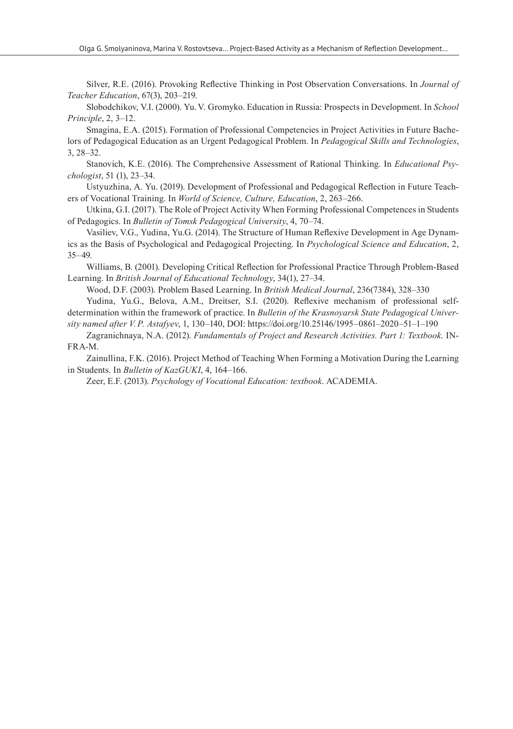Silver, R.E. (2016). Provoking Reflective Thinking in Post Observation Conversations. In *Journal of Teacher Education*, 67(3), 203–219.

Slobodchikov, V.I. (2000). Yu. V. Gromyko. Education in Russia: Prospects in Development. In *School Principle*, 2, 3–12.

Smagina, E.A. (2015). Formation of Professional Competencies in Project Activities in Future Bachelors of Pedagogical Education as an Urgent Pedagogical Problem. In *Pedagogical Skills and Technologies*, 3, 28–32.

Stanovich, K.E. (2016). The Comprehensive Assessment of Rational Thinking. In *Educational Psychologist*, 51 (1), 23–34.

Ustyuzhina, A. Yu. (2019). Development of Professional and Pedagogical Reflection in Future Teachers of Vocational Training. In *World of Science, Culture, Education*, 2, 263–266.

Utkina, G.I. (2017). The Role of Project Activity When Forming Professional Competences in Students of Pedagogics. In *Bulletin of Tomsk Pedagogical University*, 4, 70–74.

Vasiliev, V.G., Yudina, Yu.G. (2014). The Structure of Human Reflexive Development in Age Dynamics as the Basis of Psychological and Pedagogical Projecting. In *Psychological Science and Education*, 2, 35–49.

Williams, B. (2001). Developing Critical Reflection for Professional Practice Through Problem-Based Learning. In *British Journal of Educational Technology*, 34(1), 27–34.

Wood, D.F. (2003). Problem Based Learning. In *British Medical Journal*, 236(7384), 328–330

Yudina, Yu.G., Belova, A.M., Dreitser, S.I. (2020). Reflexive mechanism of professional self-determination within the framework of practice. In *Bulletin of the Krasnoyarsk State Pedagogical University named after V.P. Astafyev*, 1, 130–140, DOI: https://doi.org/10.25146/1995–0861–2020–51–1–190

Zagranichnaya, N.A. (2012). *Fundamentals of Project and Research Activities. Part 1: Textbook*. INFRA-M.

Zainullina, F.K. (2016). Project Method of Teaching When Forming a Motivation During the Learning in Students. In *Bulletin of KazGUKI*, 4, 164–166.

Zeer, E.F. (2013). *Psychology of Vocational Education: textbook*. ACADEMIA.